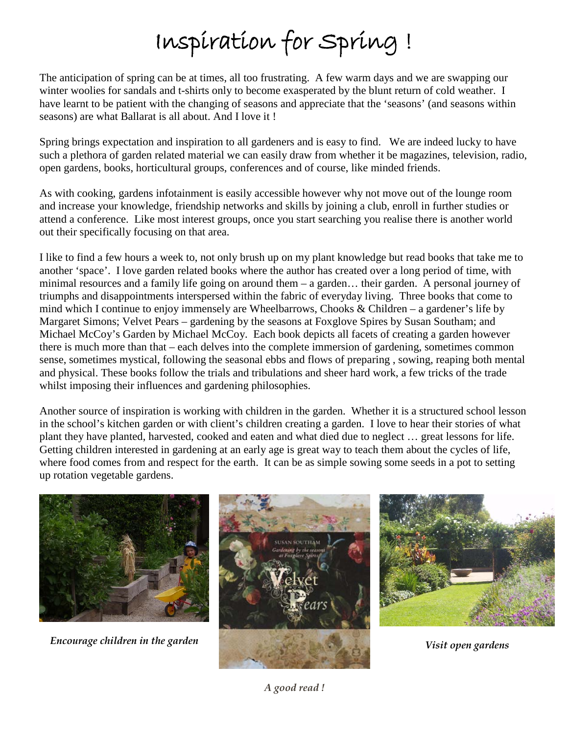# Inspiration for Spring !

The anticipation of spring can be at times, all too frustrating. A few warm days and we are swapping our winter woolies for sandals and t-shirts only to become exasperated by the blunt return of cold weather. I have learnt to be patient with the changing of seasons and appreciate that the 'seasons' (and seasons within seasons) are what Ballarat is all about. And I love it !

Spring brings expectation and inspiration to all gardeners and is easy to find. We are indeed lucky to have such a plethora of garden related material we can easily draw from whether it be magazines, television, radio, open gardens, books, horticultural groups, conferences and of course, like minded friends.

As with cooking, gardens infotainment is easily accessible however why not move out of the lounge room and increase your knowledge, friendship networks and skills by joining a club, enroll in further studies or attend a conference. Like most interest groups, once you start searching you realise there is another world out their specifically focusing on that area.

I like to find a few hours a week to, not only brush up on my plant knowledge but read books that take me to another 'space'. I love garden related books where the author has created over a long period of time, with minimal resources and a family life going on around them – a garden… their garden. A personal journey of triumphs and disappointments interspersed within the fabric of everyday living. Three books that come to mind which I continue to enjoy immensely are Wheelbarrows, Chooks & Children – a gardener's life by Margaret Simons; Velvet Pears – gardening by the seasons at Foxglove Spires by Susan Southam; and Michael McCoy's Garden by Michael McCoy. Each book depicts all facets of creating a garden however there is much more than that – each delves into the complete immersion of gardening, sometimes common sense, sometimes mystical, following the seasonal ebbs and flows of preparing , sowing, reaping both mental and physical. These books follow the trials and tribulations and sheer hard work, a few tricks of the trade whilst imposing their influences and gardening philosophies.

Another source of inspiration is working with children in the garden. Whether it is a structured school lesson in the school's kitchen garden or with client's children creating a garden. I love to hear their stories of what plant they have planted, harvested, cooked and eaten and what died due to neglect … great lessons for life. Getting children interested in gardening at an early age is great way to teach them about the cycles of life, where food comes from and respect for the earth. It can be as simple sowing some seeds in a pot to setting up rotation vegetable gardens.

*Encourage children in the garden*

*A good read !*

*Visit open gardens*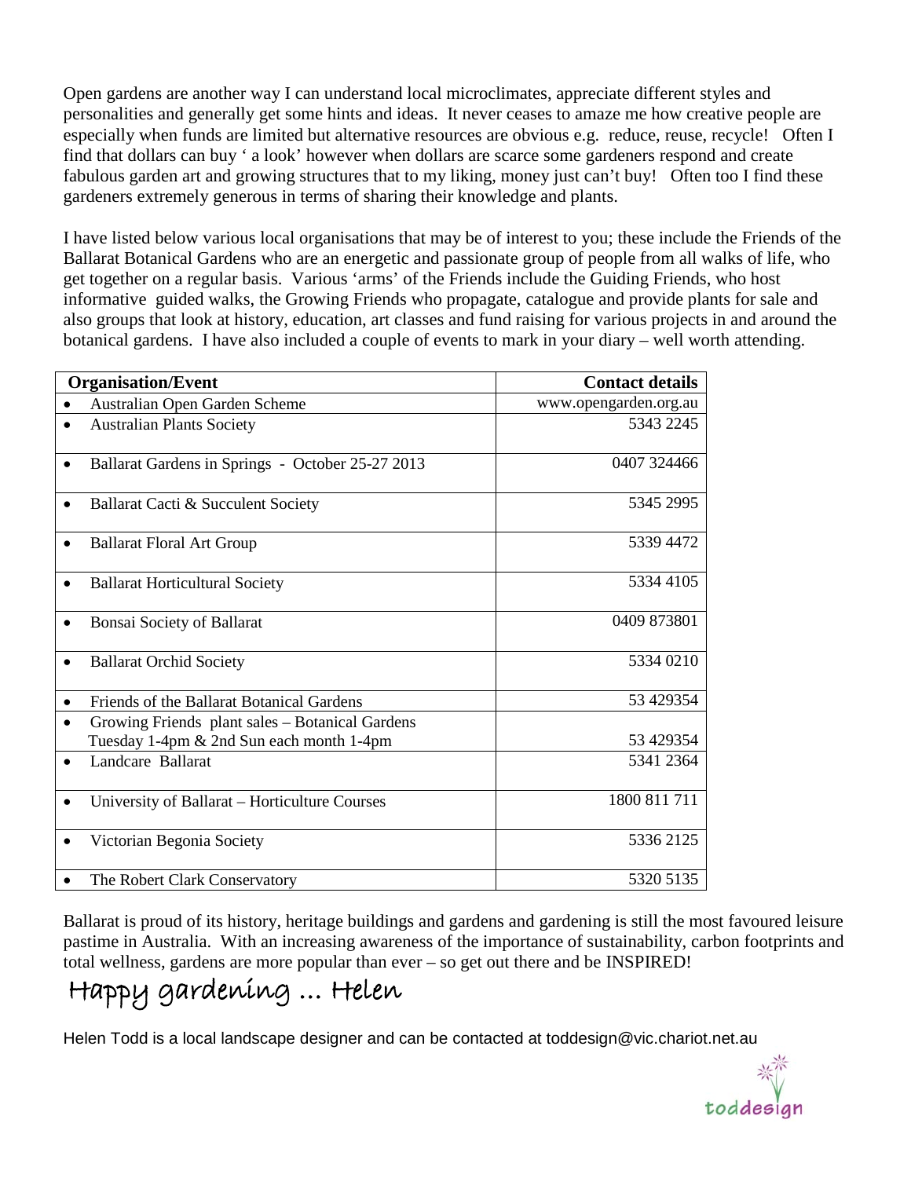Open gardens are another way I can understand local microclimates, appreciate different styles and personalities and generally get some hints and ideas. It never ceases to amaze me how creative people are especially when funds are limited but alternative resources are obvious e.g. reduce, reuse, recycle! Often I find that dollars can buy ' a look' however when dollars are scarce some gardeners respond and create fabulous garden art and growing structures that to my liking, money just can't buy! Often too I find these gardeners extremely generous in terms of sharing their knowledge and plants.

I have listed below various local organisations that may be of interest to you; these include the Friends of the Ballarat Botanical Gardens who are an energetic and passionate group of people from all walks of life, who get together on a regular basis. Various 'arms' of the Friends include the Guiding Friends, who host informative guided walks, the Growing Friends who propagate, catalogue and provide plants for sale and also groups that look at history, education, art classes and fund raising for various projects in and around the botanical gardens. I have also included a couple of events to mark in your diary – well worth attending.

| Organisation/Event | Contact details |
|---|---|
| • Australian Open Garden Scheme | www.opengarden.org.au |
| • Australian Plants Society | 5343 2245 |
| • Ballarat Gardens in Springs - October 25-27 2013 | 0407 324466 |
| • Ballarat Cacti & Succulent Society | 5345 2995 |
| • Ballarat Floral Art Group | 5339 4472 |
| • Ballarat Horticultural Society | 5334 4105 |
| • Bonsai Society of Ballarat | 0409 873801 |
| • Ballarat Orchid Society | 5334 0210 |
| • Friends of the Ballarat Botanical Gardens | 53 429354 |
| • Growing Friends plant sales – Botanical Gardens Tuesday 1-4pm & 2nd Sun each month 1-4pm | 53 429354 |
| • Landcare Ballarat | 5341 2364 |
| • University of Ballarat – Horticulture Courses | 1800 811 711 |
| • Victorian Begonia Society | 5336 2125 |
| • The Robert Clark Conservatory | 5320 5135 |

Ballarat is proud of its history, heritage buildings and gardens and gardening is still the most favoured leisure pastime in Australia. With an increasing awareness of the importance of sustainability, carbon footprints and total wellness, gardens are more popular than ever – so get out there and be INSPIRED!

Happy gardening … Helen

Helen Todd is a local landscape designer and can be contacted at toddesign@vic.chariot.net.au

toddesign